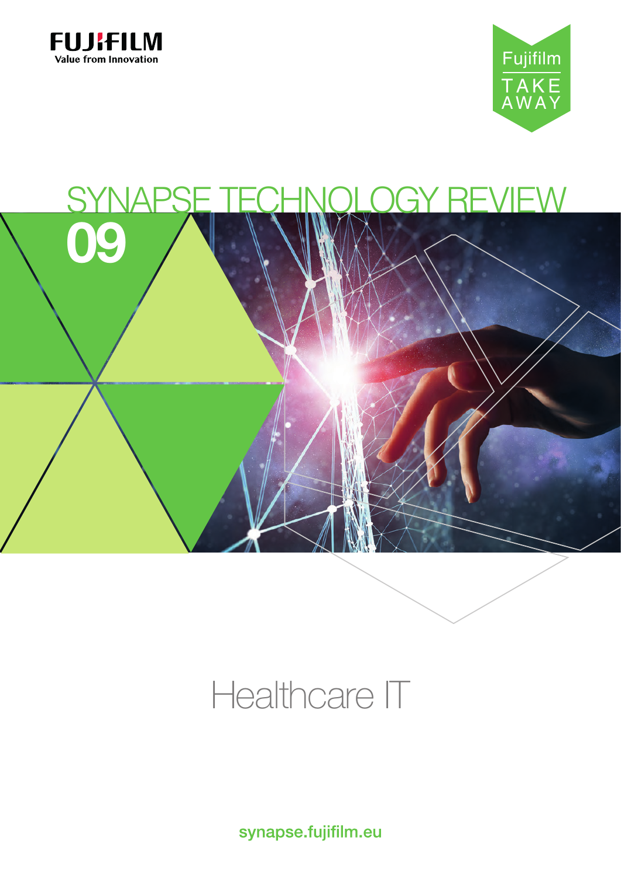FUJIFILM

Value from Innovation

Fujifilm TAKE AWAY

# SYNAPSE TECHNOLOGY REVIEW

09

## Healthcare IT

synapse.fujifilm.eu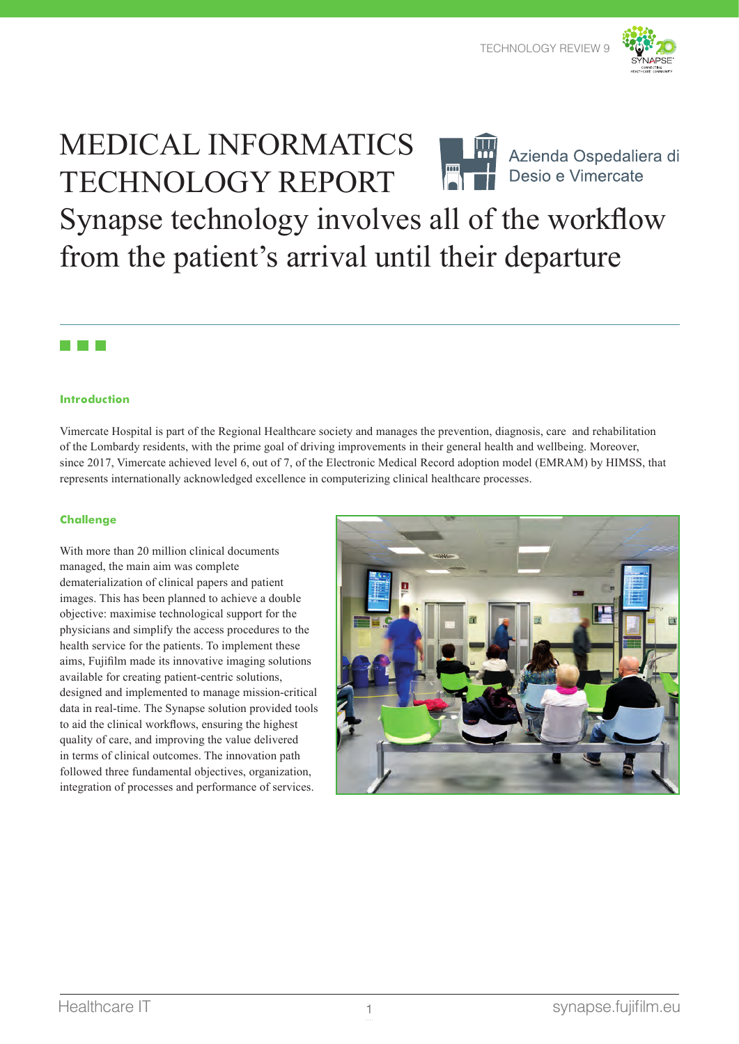# MEDICAL INFORMATICS TECHNOLOGY REPORT

Azienda Ospedaliera di Desio e Vimercate

## Synapse technology involves all of the workflow from the patient's arrival until their departure

### Introduction

Vimercate Hospital is part of the Regional Healthcare society and manages the prevention, diagnosis, care and rehabilitation of the Lombardy residents, with the prime goal of driving improvements in their general health and wellbeing. Moreover, since 2017, Vimercate achieved level 6, out of 7, of the Electronic Medical Record adoption model (EMRAM) by HIMSS, that represents internationally acknowledged excellence in computerizing clinical healthcare processes.

### Challenge

With more than 20 million clinical documents managed, the main aim was complete dematerialization of clinical papers and patient images. This has been planned to achieve a double objective: maximise technological support for the physicians and simplify the access procedures to the health service for the patients. To implement these aims, Fujifilm made its innovative imaging solutions available for creating patient-centric solutions, designed and implemented to manage mission-critical data in real-time. The Synapse solution provided tools to aid the clinical workflows, ensuring the highest quality of care, and improving the value delivered in terms of clinical outcomes. The innovation path followed three fundamental objectives, organization, integration of processes and performance of services.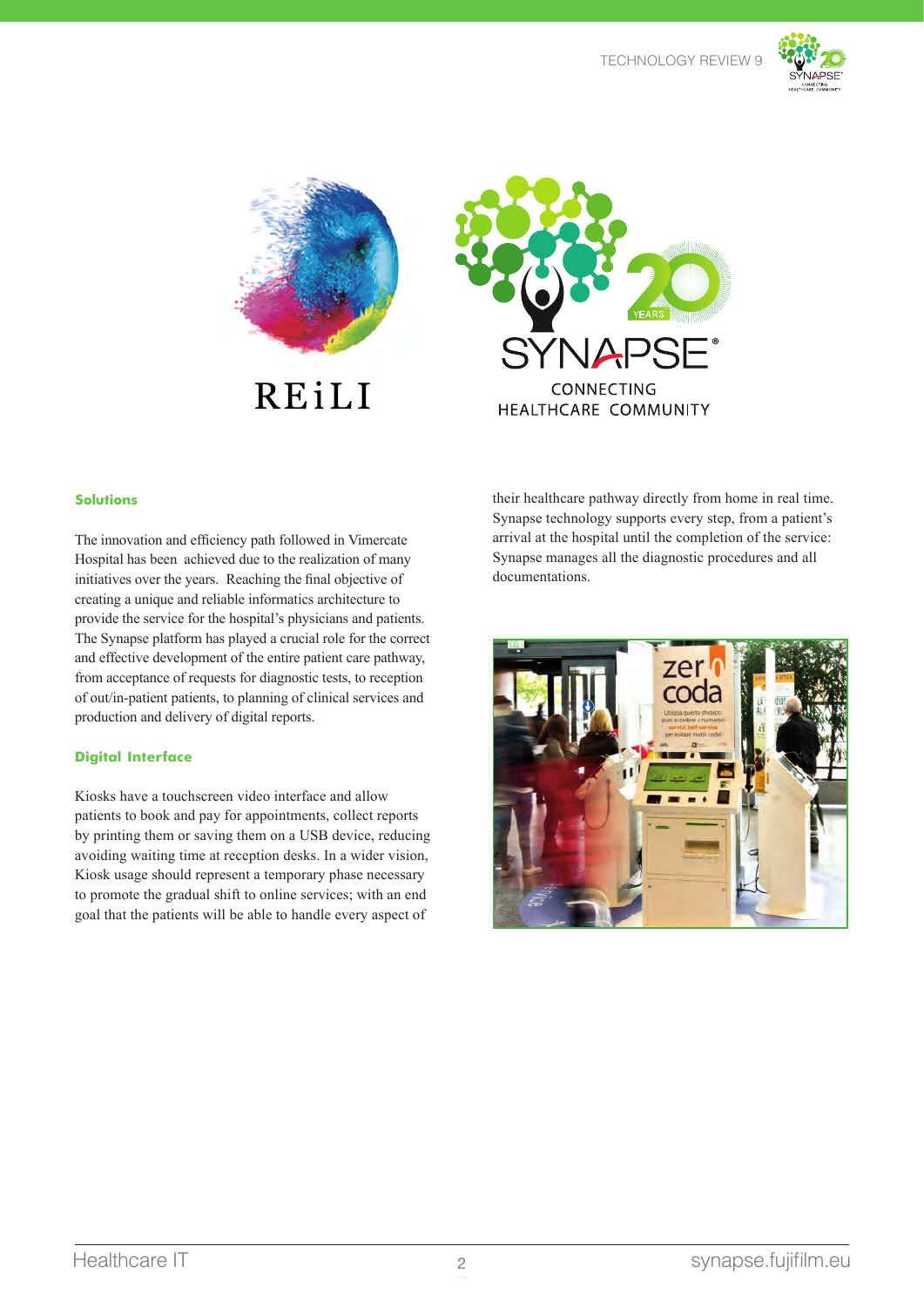## Solutions

The innovation and efficiency path followed in Vimercate Hospital has been achieved due to the realization of many initiatives over the years. Reaching the final objective of creating a unique and reliable informatics architecture to provide the service for the hospital's physicians and patients. The Synapse platform has played a crucial role for the correct and effective development of the entire patient care pathway, from acceptance of requests for diagnostic tests, to reception of out/in-patient patients, to planning of clinical services and production and delivery of digital reports.

## Digital Interface

Kiosks have a touchscreen video interface and allow patients to book and pay for appointments, collect reports by printing them or saving them on a USB device, reducing avoiding waiting time at reception desks. In a wider vision, Kiosk usage should represent a temporary phase necessary to promote the gradual shift to online services; with an end goal that the patients will be able to handle every aspect of their healthcare pathway directly from home in real time. Synapse technology supports every step, from a patient's arrival at the hospital until the completion of the service: Synapse manages all the diagnostic procedures and all documentations.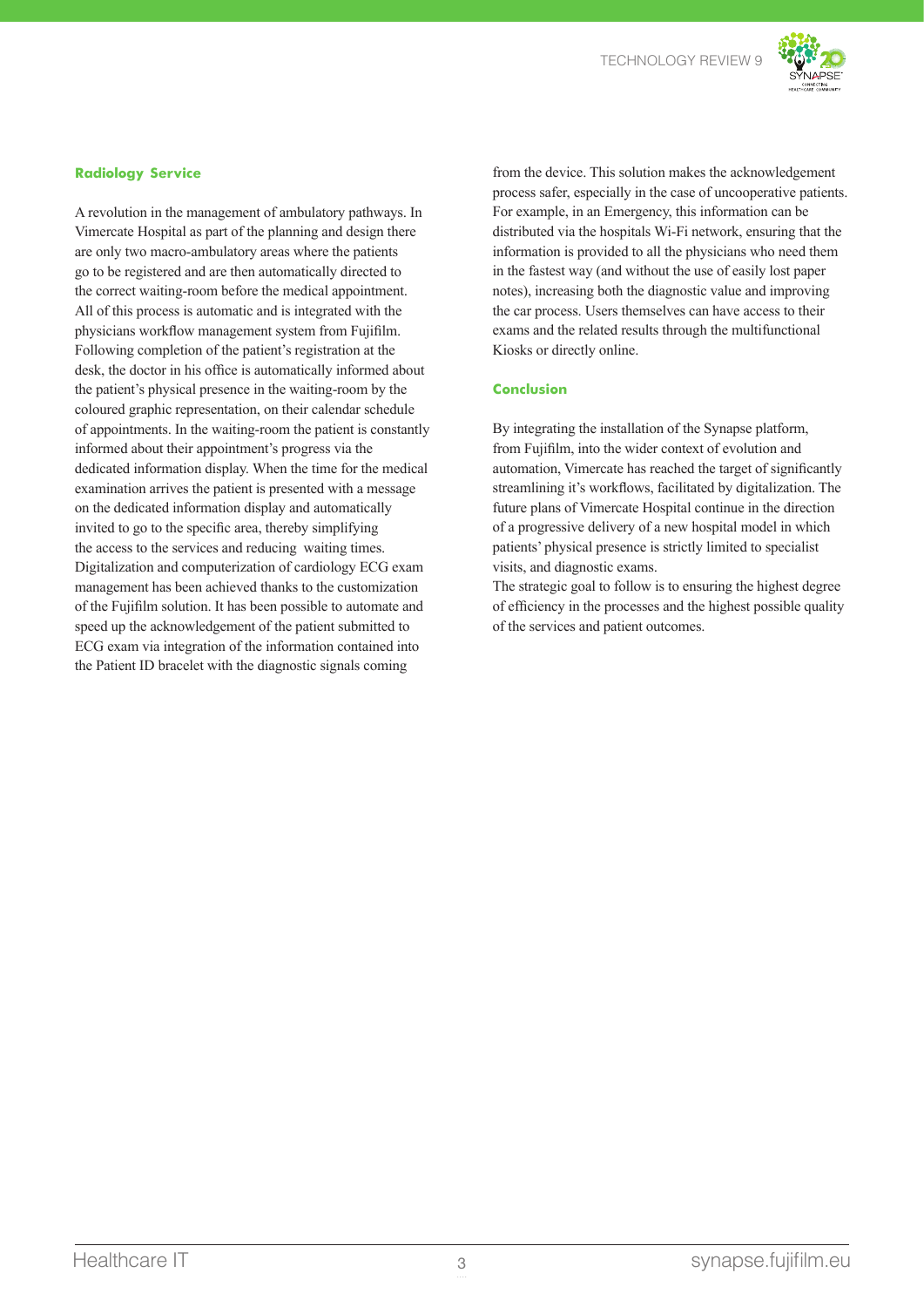## Radiology Service

A revolution in the management of ambulatory pathways. In Vimercate Hospital as part of the planning and design there are only two macro-ambulatory areas where the patients go to be registered and are then automatically directed to the correct waiting-room before the medical appointment. All of this process is automatic and is integrated with the physicians workflow management system from Fujifilm. Following completion of the patient's registration at the desk, the doctor in his office is automatically informed about the patient's physical presence in the waiting-room by the coloured graphic representation, on their calendar schedule of appointments. In the waiting-room the patient is constantly informed about their appointment's progress via the dedicated information display. When the time for the medical examination arrives the patient is presented with a message on the dedicated information display and automatically invited to go to the specific area, thereby simplifying the access to the services and reducing waiting times. Digitalization and computerization of cardiology ECG exam management has been achieved thanks to the customization of the Fujifilm solution. It has been possible to automate and speed up the acknowledgement of the patient submitted to ECG exam via integration of the information contained into the Patient ID bracelet with the diagnostic signals coming from the device. This solution makes the acknowledgement process safer, especially in the case of uncooperative patients. For example, in an Emergency, this information can be distributed via the hospitals Wi-Fi network, ensuring that the information is provided to all the physicians who need them in the fastest way (and without the use of easily lost paper notes), increasing both the diagnostic value and improving the car process. Users themselves can have access to their exams and the related results through the multifunctional Kiosks or directly online.

## Conclusion

By integrating the installation of the Synapse platform, from Fujifilm, into the wider context of evolution and automation, Vimercate has reached the target of significantly streamlining it's workflows, facilitated by digitalization. The future plans of Vimercate Hospital continue in the direction of a progressive delivery of a new hospital model in which patients' physical presence is strictly limited to specialist visits, and diagnostic exams.

The strategic goal to follow is to ensuring the highest degree of efficiency in the processes and the highest possible quality of the services and patient outcomes.